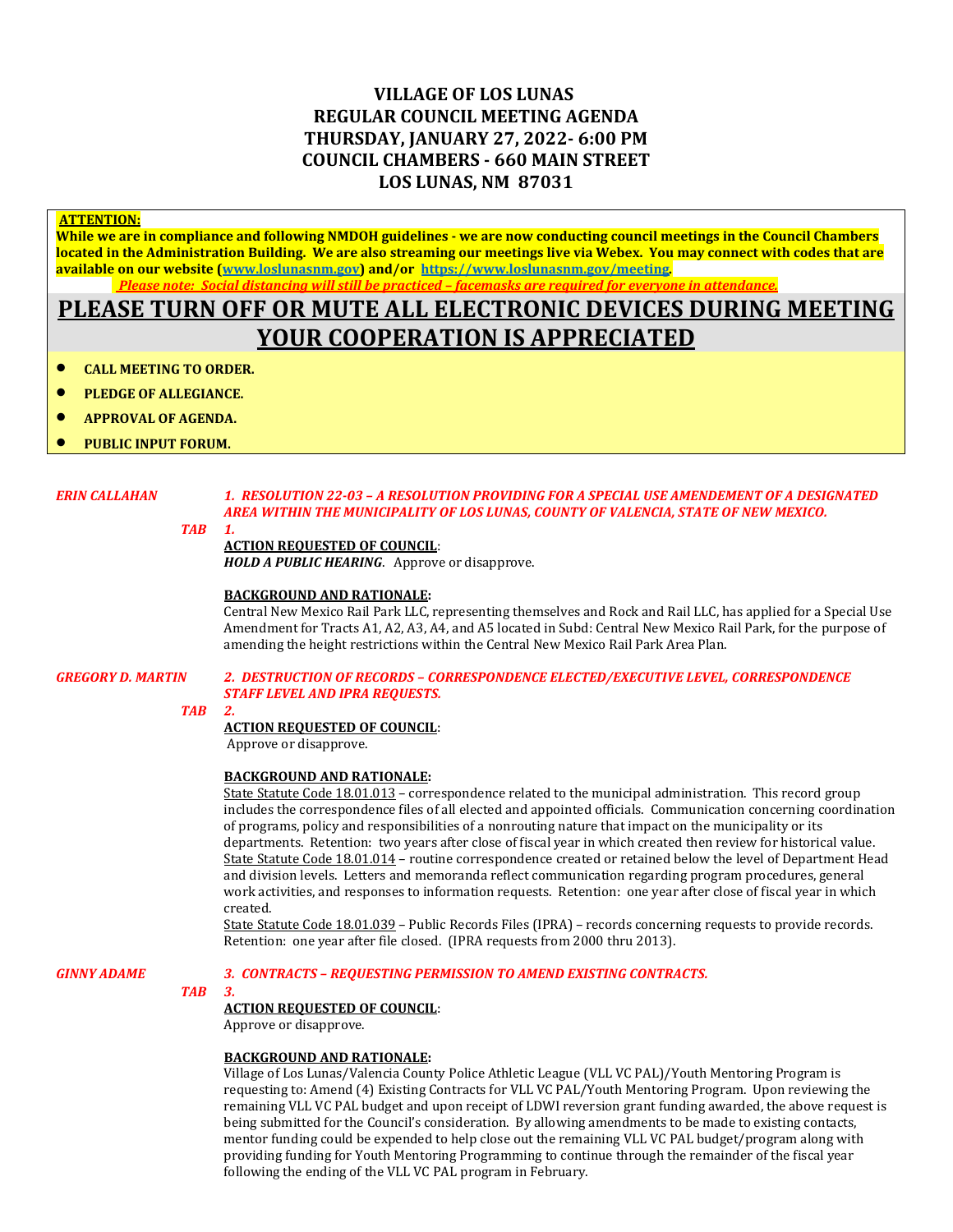# VILLAGE OF LOS LUNAS
# REGULAR COUNCIL MEETING AGENDA
# THURSDAY, JANUARY 27, 2022- 6:00 PM
# COUNCIL CHAMBERS - 660 MAIN STREET
# LOS LUNAS, NM 87031

**ATTENTION:**

**While we are in compliance and following NMDOH guidelines - we are now conducting council meetings in the Council Chambers located in the Administration Building. We are also streaming our meetings live via Webex. You may connect with codes that are available on our website (www.loslunasnm.gov) and/or https://www.loslunasnm.gov/meeting.**

***Please note: Social distancing will still be practiced – facemasks are required for everyone in attendance.***

## PLEASE TURN OFF OR MUTE ALL ELECTRONIC DEVICES DURING MEETING YOUR COOPERATION IS APPRECIATED

- **CALL MEETING TO ORDER.**
- **PLEDGE OF ALLEGIANCE.**
- **APPROVAL OF AGENDA.**
- **PUBLIC INPUT FORUM.**

***ERIN CALLAHAN*** — ***1. RESOLUTION 22-03 – A RESOLUTION PROVIDING FOR A SPECIAL USE AMENDEMENT OF A DESIGNATED AREA WITHIN THE MUNICIPALITY OF LOS LUNAS, COUNTY OF VALENCIA, STATE OF NEW MEXICO.***

***TAB 1.***

**ACTION REQUESTED OF COUNCIL**:
***HOLD A PUBLIC HEARING***. Approve or disapprove.

**BACKGROUND AND RATIONALE:**
Central New Mexico Rail Park LLC, representing themselves and Rock and Rail LLC, has applied for a Special Use Amendment for Tracts A1, A2, A3, A4, and A5 located in Subd: Central New Mexico Rail Park, for the purpose of amending the height restrictions within the Central New Mexico Rail Park Area Plan.

***GREGORY D. MARTIN*** — ***2. DESTRUCTION OF RECORDS – CORRESPONDENCE ELECTED/EXECUTIVE LEVEL, CORRESPONDENCE STAFF LEVEL AND IPRA REQUESTS.***

***TAB 2.***

**ACTION REQUESTED OF COUNCIL**:
Approve or disapprove.

**BACKGROUND AND RATIONALE:**
State Statute Code 18.01.013 – correspondence related to the municipal administration. This record group includes the correspondence files of all elected and appointed officials. Communication concerning coordination of programs, policy and responsibilities of a nonrouting nature that impact on the municipality or its departments. Retention: two years after close of fiscal year in which created then review for historical value.
State Statute Code 18.01.014 – routine correspondence created or retained below the level of Department Head and division levels. Letters and memoranda reflect communication regarding program procedures, general work activities, and responses to information requests. Retention: one year after close of fiscal year in which created.
State Statute Code 18.01.039 – Public Records Files (IPRA) – records concerning requests to provide records. Retention: one year after file closed. (IPRA requests from 2000 thru 2013).

***GINNY ADAME*** — ***3. CONTRACTS – REQUESTING PERMISSION TO AMEND EXISTING CONTRACTS.***

***TAB 3.***

**ACTION REQUESTED OF COUNCIL**:
Approve or disapprove.

**BACKGROUND AND RATIONALE:**
Village of Los Lunas/Valencia County Police Athletic League (VLL VC PAL)/Youth Mentoring Program is requesting to: Amend (4) Existing Contracts for VLL VC PAL/Youth Mentoring Program. Upon reviewing the remaining VLL VC PAL budget and upon receipt of LDWI reversion grant funding awarded, the above request is being submitted for the Council's consideration. By allowing amendments to be made to existing contacts, mentor funding could be expended to help close out the remaining VLL VC PAL budget/program along with providing funding for Youth Mentoring Programming to continue through the remainder of the fiscal year following the ending of the VLL VC PAL program in February.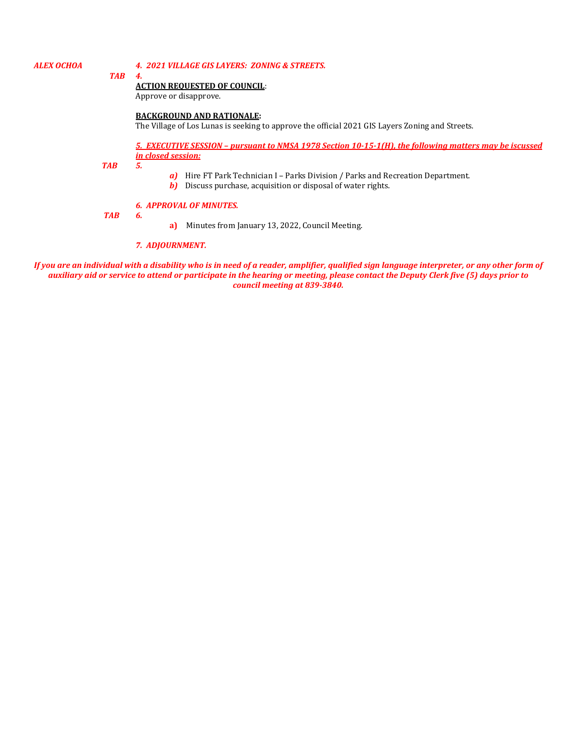*ALEX OCHOA* — ***4. 2021 VILLAGE GIS LAYERS: ZONING & STREETS.***

***TAB 4.***

**ACTION REQUESTED OF COUNCIL**:
Approve or disapprove.

**BACKGROUND AND RATIONALE:**
The Village of Los Lunas is seeking to approve the official 2021 GIS Layers Zoning and Streets.

***5. EXECUTIVE SESSION – pursuant to NMSA 1978 Section 10-15-1(H), the following matters may be iscussed in closed session:***

***TAB 5.***

- ***a)*** Hire FT Park Technician I – Parks Division / Parks and Recreation Department.
- ***b)*** Discuss purchase, acquisition or disposal of water rights.

***6. APPROVAL OF MINUTES.***

***TAB 6.***

- **a)** Minutes from January 13, 2022, Council Meeting.

***7. ADJOURNMENT.***

***If you are an individual with a disability who is in need of a reader, amplifier, qualified sign language interpreter, or any other form of auxiliary aid or service to attend or participate in the hearing or meeting, please contact the Deputy Clerk five (5) days prior to council meeting at 839-3840.***